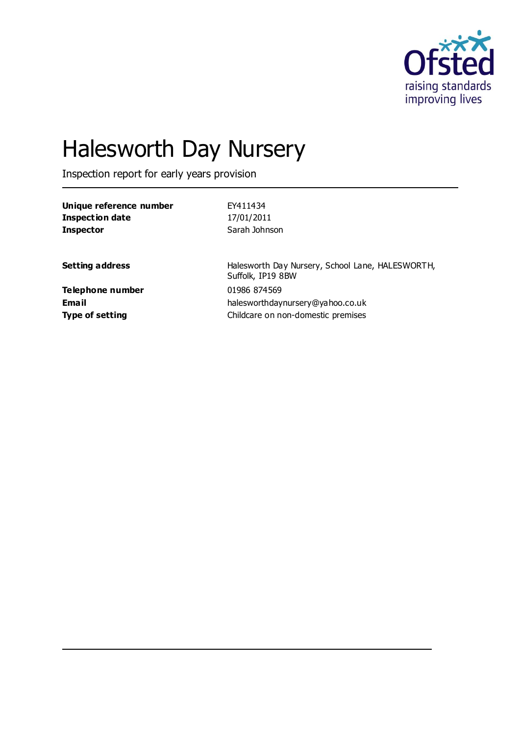# Halesworth Day Nursery

Inspection report for early years provision

| | |
|---|---|
| **Unique reference number** | EY411434 |
| **Inspection date** | 17/01/2011 |
| **Inspector** | Sarah Johnson |

| | |
|---|---|
| **Setting address** | Halesworth Day Nursery, School Lane, HALESWORTH, Suffolk, IP19 8BW |
| **Telephone number** | 01986 874569 |
| **Email** | halesworthdaynursery@yahoo.co.uk |
| **Type of setting** | Childcare on non-domestic premises |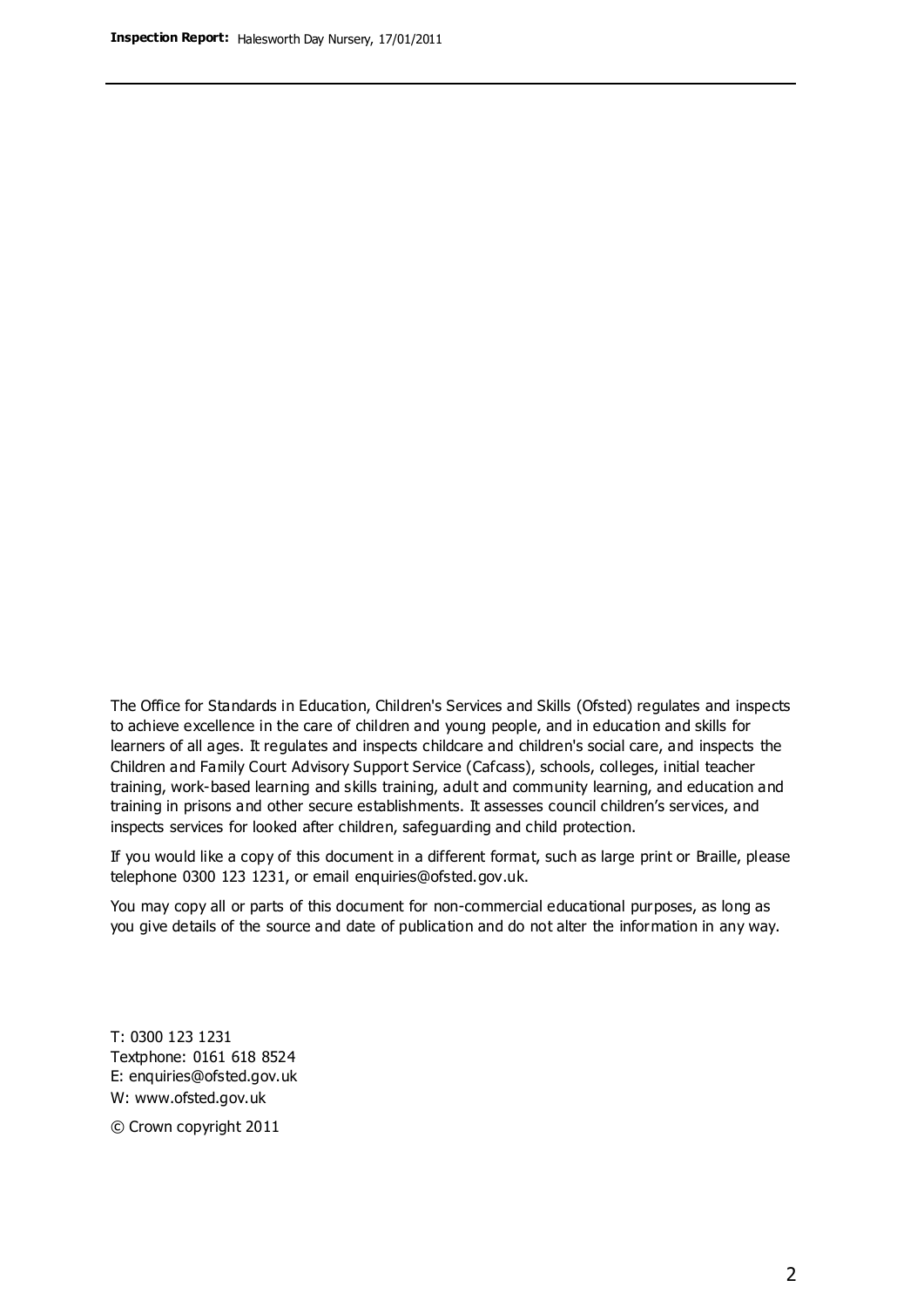The Office for Standards in Education, Children's Services and Skills (Ofsted) regulates and inspects to achieve excellence in the care of children and young people, and in education and skills for learners of all ages. It regulates and inspects childcare and children's social care, and inspects the Children and Family Court Advisory Support Service (Cafcass), schools, colleges, initial teacher training, work-based learning and skills training, adult and community learning, and education and training in prisons and other secure establishments. It assesses council children's services, and inspects services for looked after children, safeguarding and child protection.

If you would like a copy of this document in a different format, such as large print or Braille, please telephone 0300 123 1231, or email enquiries@ofsted.gov.uk.

You may copy all or parts of this document for non-commercial educational purposes, as long as you give details of the source and date of publication and do not alter the information in any way.

T: 0300 123 1231
Textphone: 0161 618 8524
E: enquiries@ofsted.gov.uk
W: www.ofsted.gov.uk

© Crown copyright 2011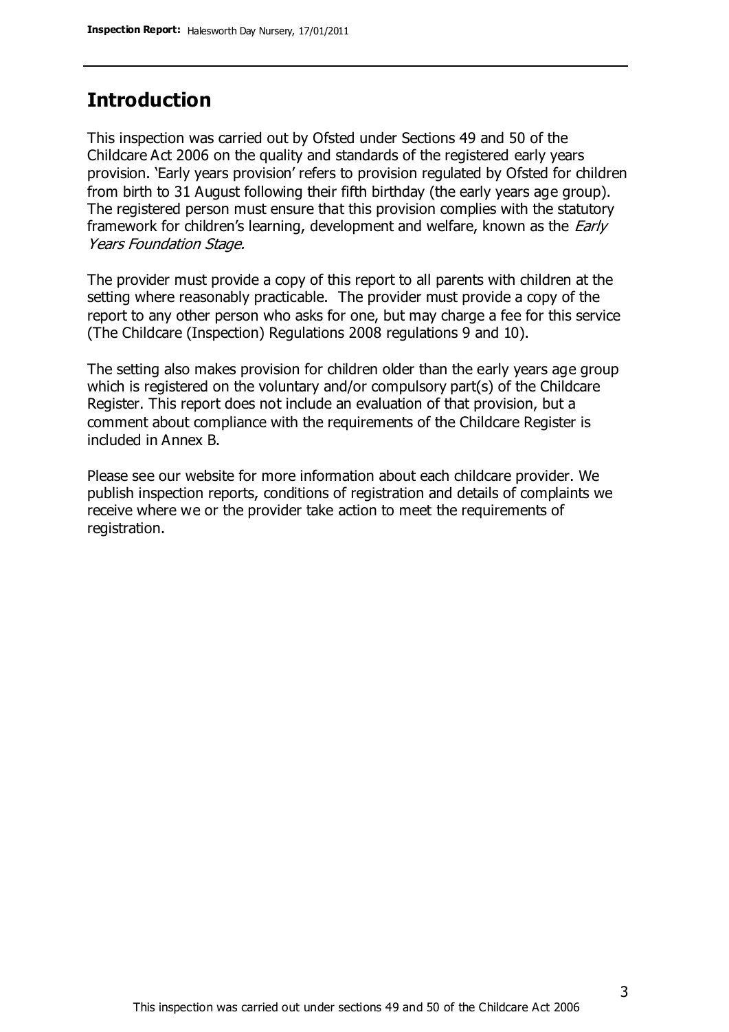## Introduction

This inspection was carried out by Ofsted under Sections 49 and 50 of the Childcare Act 2006 on the quality and standards of the registered early years provision. 'Early years provision' refers to provision regulated by Ofsted for children from birth to 31 August following their fifth birthday (the early years age group). The registered person must ensure that this provision complies with the statutory framework for children's learning, development and welfare, known as the *Early Years Foundation Stage.*

The provider must provide a copy of this report to all parents with children at the setting where reasonably practicable. The provider must provide a copy of the report to any other person who asks for one, but may charge a fee for this service (The Childcare (Inspection) Regulations 2008 regulations 9 and 10).

The setting also makes provision for children older than the early years age group which is registered on the voluntary and/or compulsory part(s) of the Childcare Register. This report does not include an evaluation of that provision, but a comment about compliance with the requirements of the Childcare Register is included in Annex B.

Please see our website for more information about each childcare provider. We publish inspection reports, conditions of registration and details of complaints we receive where we or the provider take action to meet the requirements of registration.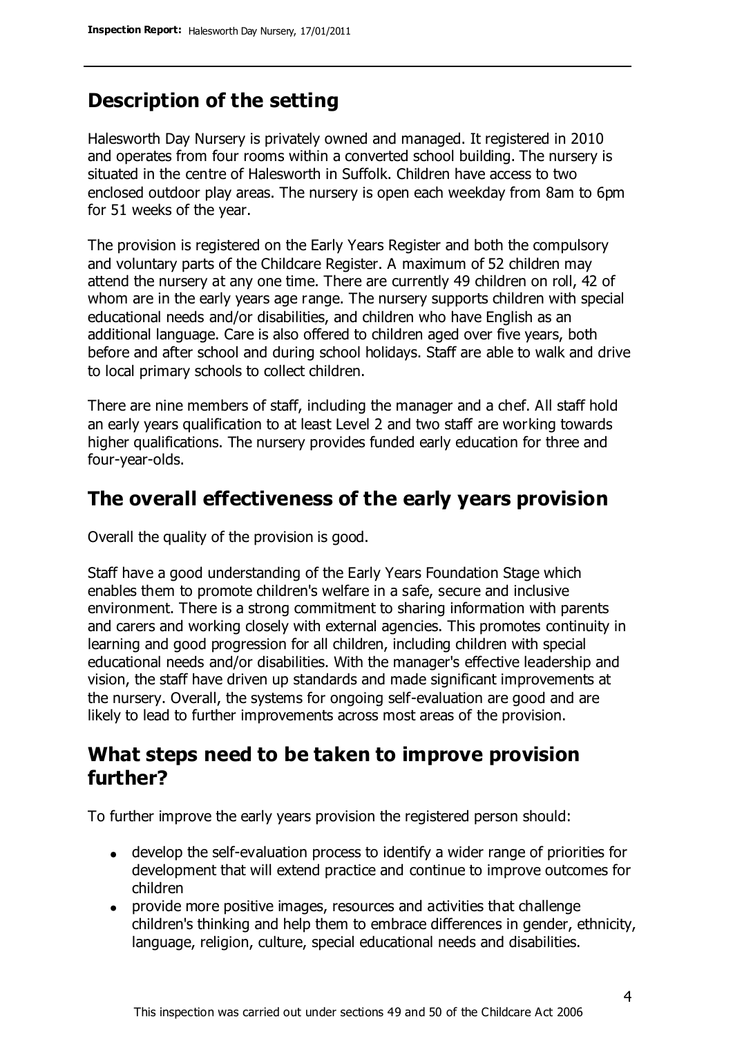## Description of the setting

Halesworth Day Nursery is privately owned and managed. It registered in 2010 and operates from four rooms within a converted school building. The nursery is situated in the centre of Halesworth in Suffolk. Children have access to two enclosed outdoor play areas. The nursery is open each weekday from 8am to 6pm for 51 weeks of the year.

The provision is registered on the Early Years Register and both the compulsory and voluntary parts of the Childcare Register. A maximum of 52 children may attend the nursery at any one time. There are currently 49 children on roll, 42 of whom are in the early years age range. The nursery supports children with special educational needs and/or disabilities, and children who have English as an additional language. Care is also offered to children aged over five years, both before and after school and during school holidays. Staff are able to walk and drive to local primary schools to collect children.

There are nine members of staff, including the manager and a chef. All staff hold an early years qualification to at least Level 2 and two staff are working towards higher qualifications. The nursery provides funded early education for three and four-year-olds.

## The overall effectiveness of the early years provision

Overall the quality of the provision is good.

Staff have a good understanding of the Early Years Foundation Stage which enables them to promote children's welfare in a safe, secure and inclusive environment. There is a strong commitment to sharing information with parents and carers and working closely with external agencies. This promotes continuity in learning and good progression for all children, including children with special educational needs and/or disabilities. With the manager's effective leadership and vision, the staff have driven up standards and made significant improvements at the nursery. Overall, the systems for ongoing self-evaluation are good and are likely to lead to further improvements across most areas of the provision.

## What steps need to be taken to improve provision further?

To further improve the early years provision the registered person should:

- develop the self-evaluation process to identify a wider range of priorities for development that will extend practice and continue to improve outcomes for children
- provide more positive images, resources and activities that challenge children's thinking and help them to embrace differences in gender, ethnicity, language, religion, culture, special educational needs and disabilities.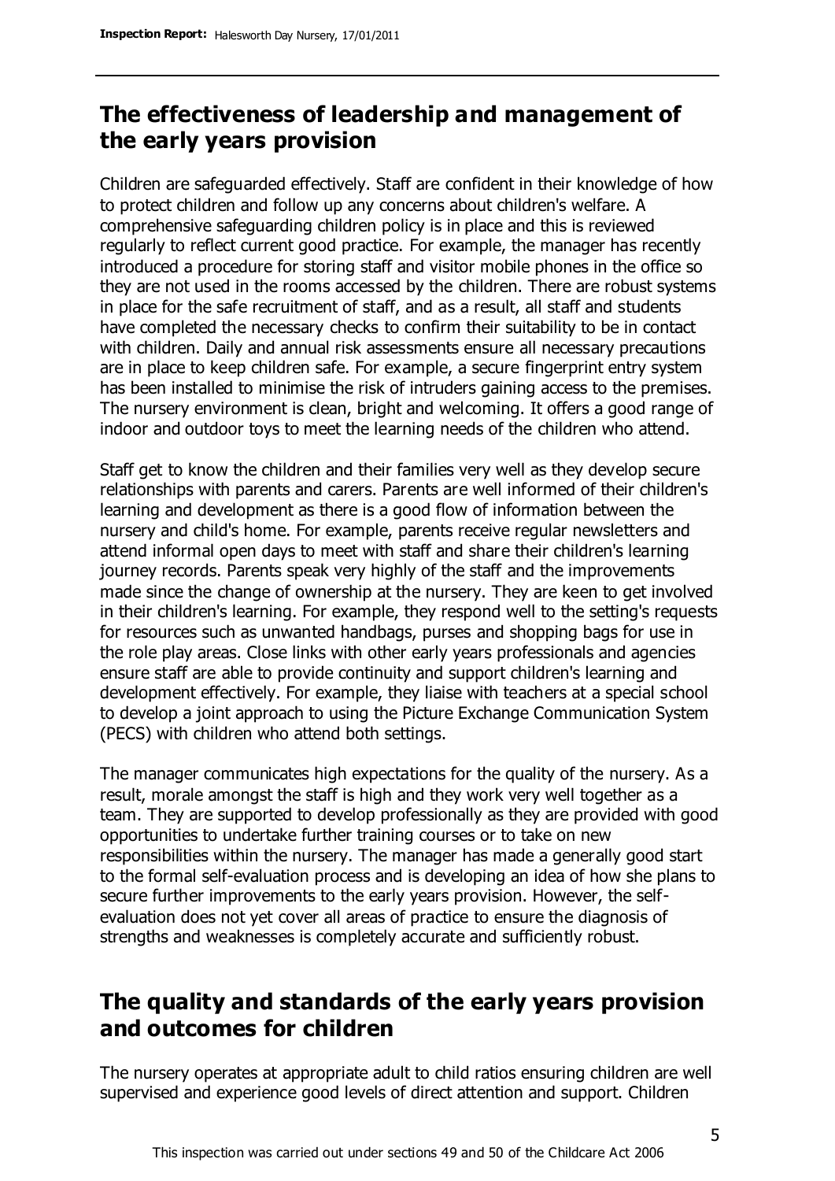## The effectiveness of leadership and management of the early years provision

Children are safeguarded effectively. Staff are confident in their knowledge of how to protect children and follow up any concerns about children's welfare. A comprehensive safeguarding children policy is in place and this is reviewed regularly to reflect current good practice. For example, the manager has recently introduced a procedure for storing staff and visitor mobile phones in the office so they are not used in the rooms accessed by the children. There are robust systems in place for the safe recruitment of staff, and as a result, all staff and students have completed the necessary checks to confirm their suitability to be in contact with children. Daily and annual risk assessments ensure all necessary precautions are in place to keep children safe. For example, a secure fingerprint entry system has been installed to minimise the risk of intruders gaining access to the premises. The nursery environment is clean, bright and welcoming. It offers a good range of indoor and outdoor toys to meet the learning needs of the children who attend.

Staff get to know the children and their families very well as they develop secure relationships with parents and carers. Parents are well informed of their children's learning and development as there is a good flow of information between the nursery and child's home. For example, parents receive regular newsletters and attend informal open days to meet with staff and share their children's learning journey records. Parents speak very highly of the staff and the improvements made since the change of ownership at the nursery. They are keen to get involved in their children's learning. For example, they respond well to the setting's requests for resources such as unwanted handbags, purses and shopping bags for use in the role play areas. Close links with other early years professionals and agencies ensure staff are able to provide continuity and support children's learning and development effectively. For example, they liaise with teachers at a special school to develop a joint approach to using the Picture Exchange Communication System (PECS) with children who attend both settings.

The manager communicates high expectations for the quality of the nursery. As a result, morale amongst the staff is high and they work very well together as a team. They are supported to develop professionally as they are provided with good opportunities to undertake further training courses or to take on new responsibilities within the nursery. The manager has made a generally good start to the formal self-evaluation process and is developing an idea of how she plans to secure further improvements to the early years provision. However, the self-evaluation does not yet cover all areas of practice to ensure the diagnosis of strengths and weaknesses is completely accurate and sufficiently robust.

## The quality and standards of the early years provision and outcomes for children

The nursery operates at appropriate adult to child ratios ensuring children are well supervised and experience good levels of direct attention and support. Children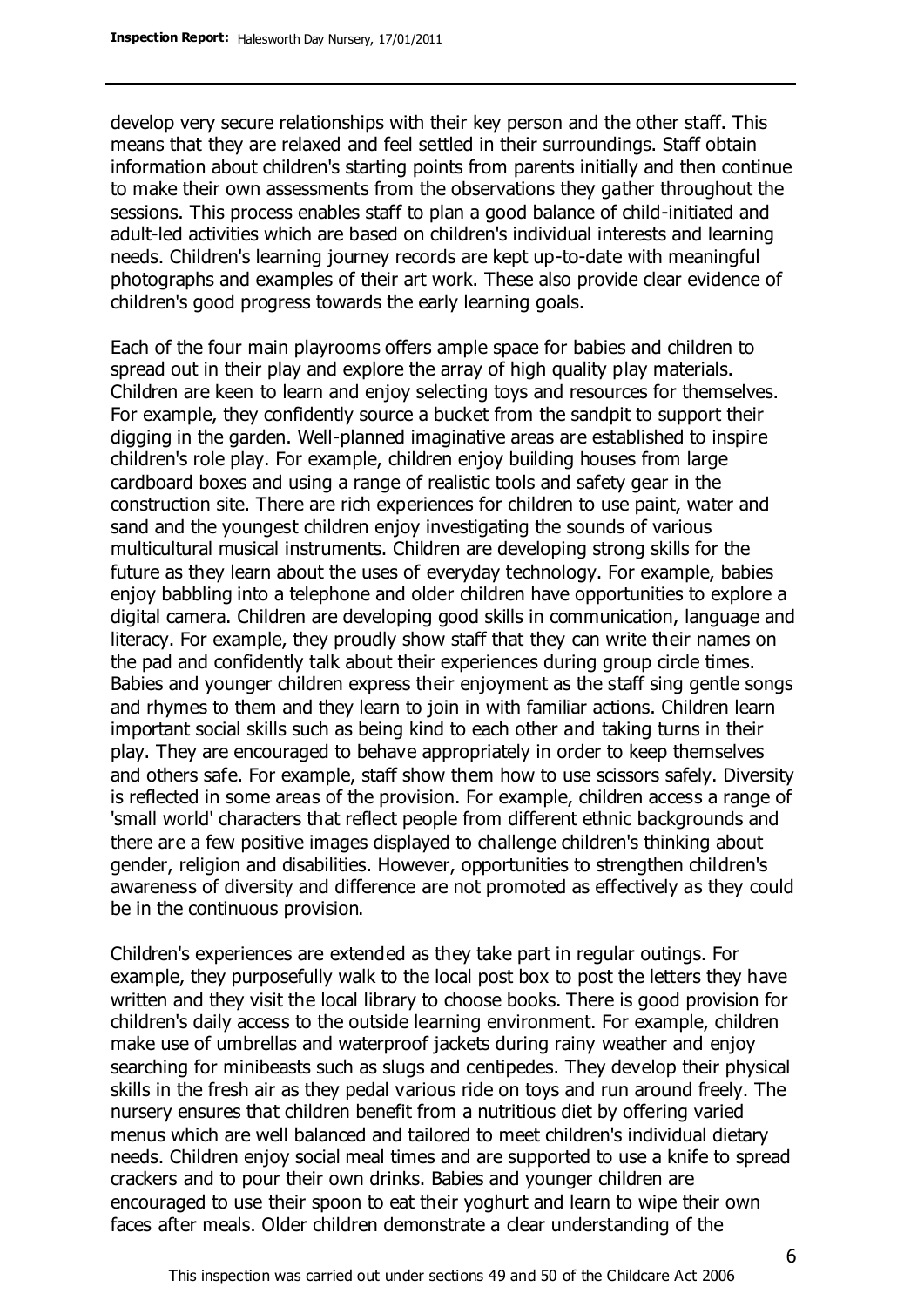develop very secure relationships with their key person and the other staff. This means that they are relaxed and feel settled in their surroundings. Staff obtain information about children's starting points from parents initially and then continue to make their own assessments from the observations they gather throughout the sessions. This process enables staff to plan a good balance of child-initiated and adult-led activities which are based on children's individual interests and learning needs. Children's learning journey records are kept up-to-date with meaningful photographs and examples of their art work. These also provide clear evidence of children's good progress towards the early learning goals.

Each of the four main playrooms offers ample space for babies and children to spread out in their play and explore the array of high quality play materials. Children are keen to learn and enjoy selecting toys and resources for themselves. For example, they confidently source a bucket from the sandpit to support their digging in the garden. Well-planned imaginative areas are established to inspire children's role play. For example, children enjoy building houses from large cardboard boxes and using a range of realistic tools and safety gear in the construction site. There are rich experiences for children to use paint, water and sand and the youngest children enjoy investigating the sounds of various multicultural musical instruments. Children are developing strong skills for the future as they learn about the uses of everyday technology. For example, babies enjoy babbling into a telephone and older children have opportunities to explore a digital camera. Children are developing good skills in communication, language and literacy. For example, they proudly show staff that they can write their names on the pad and confidently talk about their experiences during group circle times. Babies and younger children express their enjoyment as the staff sing gentle songs and rhymes to them and they learn to join in with familiar actions. Children learn important social skills such as being kind to each other and taking turns in their play. They are encouraged to behave appropriately in order to keep themselves and others safe. For example, staff show them how to use scissors safely. Diversity is reflected in some areas of the provision. For example, children access a range of 'small world' characters that reflect people from different ethnic backgrounds and there are a few positive images displayed to challenge children's thinking about gender, religion and disabilities. However, opportunities to strengthen children's awareness of diversity and difference are not promoted as effectively as they could be in the continuous provision.

Children's experiences are extended as they take part in regular outings. For example, they purposefully walk to the local post box to post the letters they have written and they visit the local library to choose books. There is good provision for children's daily access to the outside learning environment. For example, children make use of umbrellas and waterproof jackets during rainy weather and enjoy searching for minibeasts such as slugs and centipedes. They develop their physical skills in the fresh air as they pedal various ride on toys and run around freely. The nursery ensures that children benefit from a nutritious diet by offering varied menus which are well balanced and tailored to meet children's individual dietary needs. Children enjoy social meal times and are supported to use a knife to spread crackers and to pour their own drinks. Babies and younger children are encouraged to use their spoon to eat their yoghurt and learn to wipe their own faces after meals. Older children demonstrate a clear understanding of the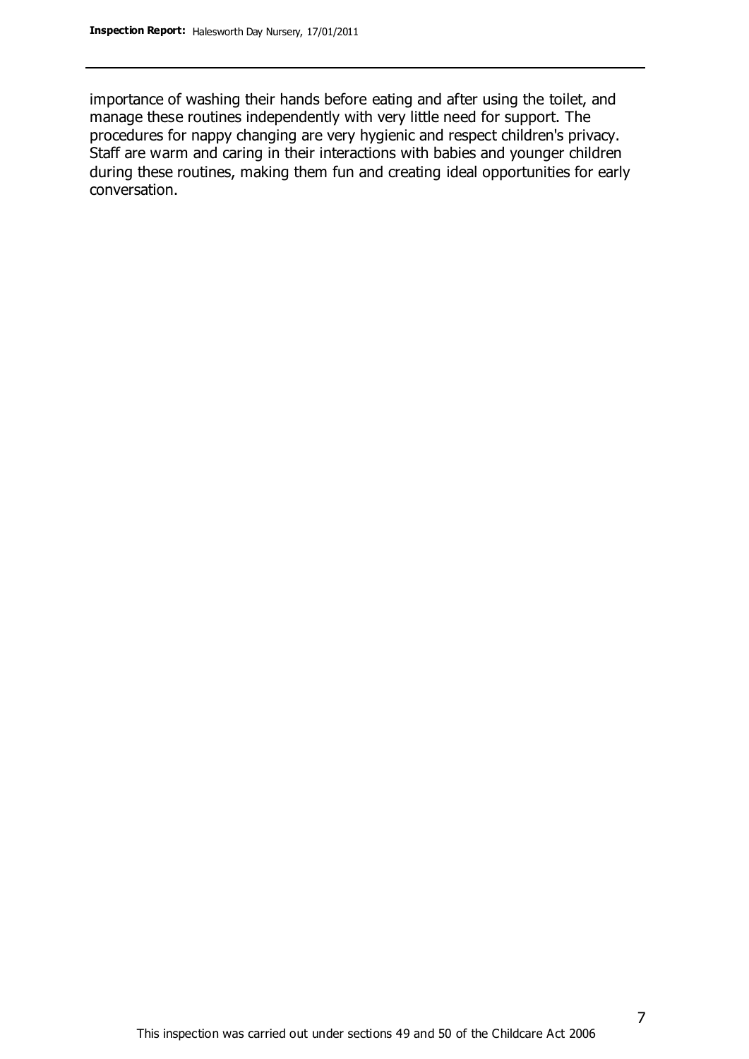importance of washing their hands before eating and after using the toilet, and manage these routines independently with very little need for support. The procedures for nappy changing are very hygienic and respect children's privacy. Staff are warm and caring in their interactions with babies and younger children during these routines, making them fun and creating ideal opportunities for early conversation.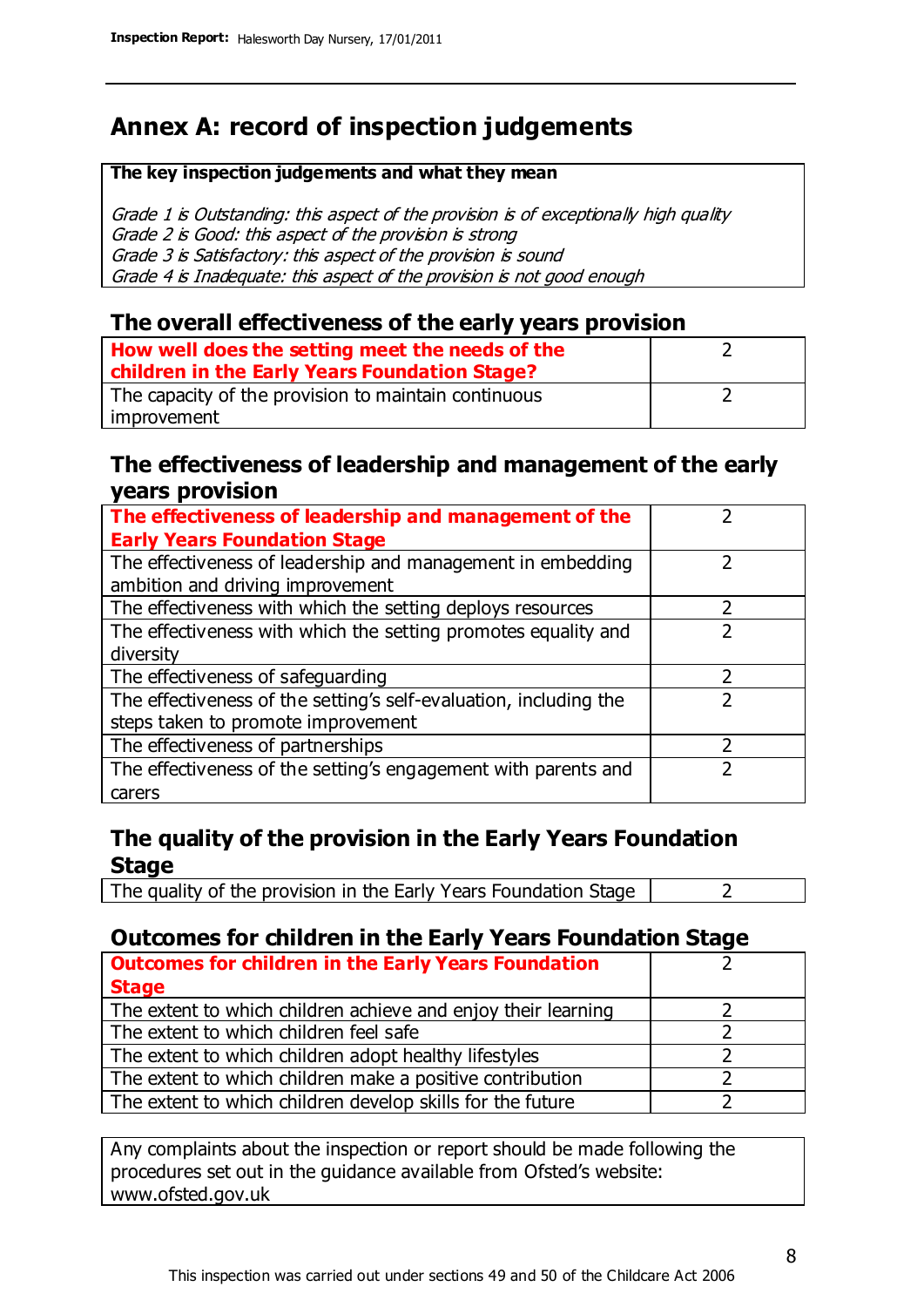# Annex A: record of inspection judgements

**The key inspection judgements and what they mean**

*Grade 1 is Outstanding: this aspect of the provision is of exceptionally high quality*
*Grade 2 is Good: this aspect of the provision is strong*
*Grade 3 is Satisfactory: this aspect of the provision is sound*
*Grade 4 is Inadequate: this aspect of the provision is not good enough*

## The overall effectiveness of the early years provision

| | |
|---|---|
| **How well does the setting meet the needs of the children in the Early Years Foundation Stage?** | 2 |
| The capacity of the provision to maintain continuous improvement | 2 |

## The effectiveness of leadership and management of the early years provision

| | |
|---|---|
| **The effectiveness of leadership and management of the Early Years Foundation Stage** | 2 |
| The effectiveness of leadership and management in embedding ambition and driving improvement | 2 |
| The effectiveness with which the setting deploys resources | 2 |
| The effectiveness with which the setting promotes equality and diversity | 2 |
| The effectiveness of safeguarding | 2 |
| The effectiveness of the setting's self-evaluation, including the steps taken to promote improvement | 2 |
| The effectiveness of partnerships | 2 |
| The effectiveness of the setting's engagement with parents and carers | 2 |

## The quality of the provision in the Early Years Foundation Stage

| | |
|---|---|
| The quality of the provision in the Early Years Foundation Stage | 2 |

## Outcomes for children in the Early Years Foundation Stage

| | |
|---|---|
| **Outcomes for children in the Early Years Foundation Stage** | 2 |
| The extent to which children achieve and enjoy their learning | 2 |
| The extent to which children feel safe | 2 |
| The extent to which children adopt healthy lifestyles | 2 |
| The extent to which children make a positive contribution | 2 |
| The extent to which children develop skills for the future | 2 |

Any complaints about the inspection or report should be made following the procedures set out in the guidance available from Ofsted's website: www.ofsted.gov.uk

This inspection was carried out under sections 49 and 50 of the Childcare Act 2006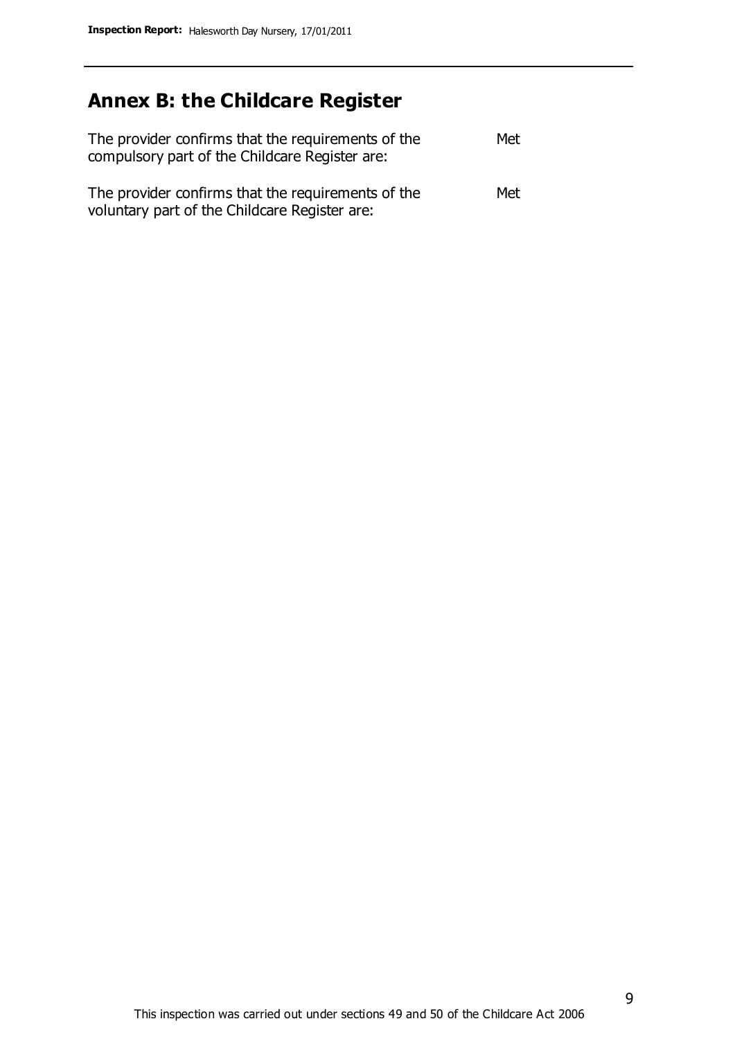## Annex B: the Childcare Register

| | |
|---|---|
| The provider confirms that the requirements of the compulsory part of the Childcare Register are: | Met |
| The provider confirms that the requirements of the voluntary part of the Childcare Register are: | Met |

This inspection was carried out under sections 49 and 50 of the Childcare Act 2006